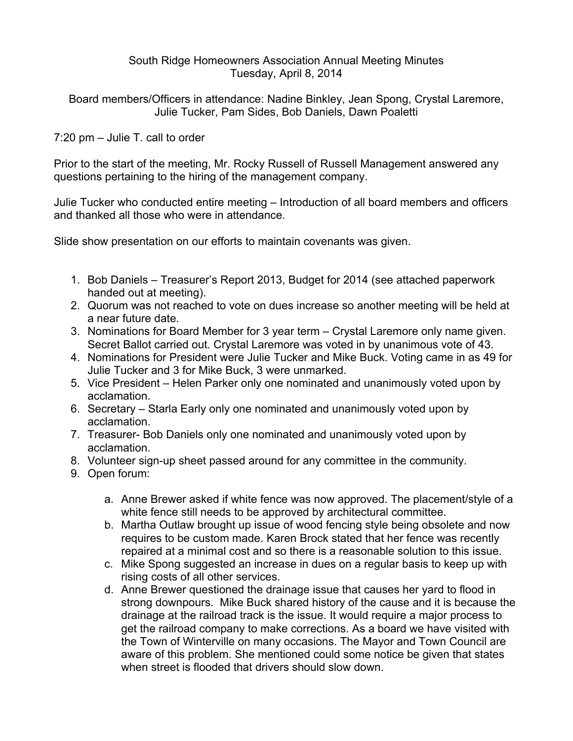# South Ridge Homeowners Association Annual Meeting Minutes
Tuesday, April 8, 2014

Board members/Officers in attendance: Nadine Binkley, Jean Spong, Crystal Laremore, Julie Tucker, Pam Sides, Bob Daniels, Dawn Poaletti

7:20 pm – Julie T. call to order

Prior to the start of the meeting, Mr. Rocky Russell of Russell Management answered any questions pertaining to the hiring of the management company.

Julie Tucker who conducted entire meeting – Introduction of all board members and officers and thanked all those who were in attendance.

Slide show presentation on our efforts to maintain covenants was given.

1. Bob Daniels – Treasurer's Report 2013, Budget for 2014 (see attached paperwork handed out at meeting).
2. Quorum was not reached to vote on dues increase so another meeting will be held at a near future date.
3. Nominations for Board Member for 3 year term – Crystal Laremore only name given. Secret Ballot carried out. Crystal Laremore was voted in by unanimous vote of 43.
4. Nominations for President were Julie Tucker and Mike Buck. Voting came in as 49 for Julie Tucker and 3 for Mike Buck, 3 were unmarked.
5. Vice President – Helen Parker only one nominated and unanimously voted upon by acclamation.
6. Secretary – Starla Early only one nominated and unanimously voted upon by acclamation.
7. Treasurer- Bob Daniels only one nominated and unanimously voted upon by acclamation.
8. Volunteer sign-up sheet passed around for any committee in the community.
9. Open forum:
   a. Anne Brewer asked if white fence was now approved. The placement/style of a white fence still needs to be approved by architectural committee.
   b. Martha Outlaw brought up issue of wood fencing style being obsolete and now requires to be custom made. Karen Brock stated that her fence was recently repaired at a minimal cost and so there is a reasonable solution to this issue.
   c. Mike Spong suggested an increase in dues on a regular basis to keep up with rising costs of all other services.
   d. Anne Brewer questioned the drainage issue that causes her yard to flood in strong downpours. Mike Buck shared history of the cause and it is because the drainage at the railroad track is the issue. It would require a major process to get the railroad company to make corrections. As a board we have visited with the Town of Winterville on many occasions. The Mayor and Town Council are aware of this problem. She mentioned could some notice be given that states when street is flooded that drivers should slow down.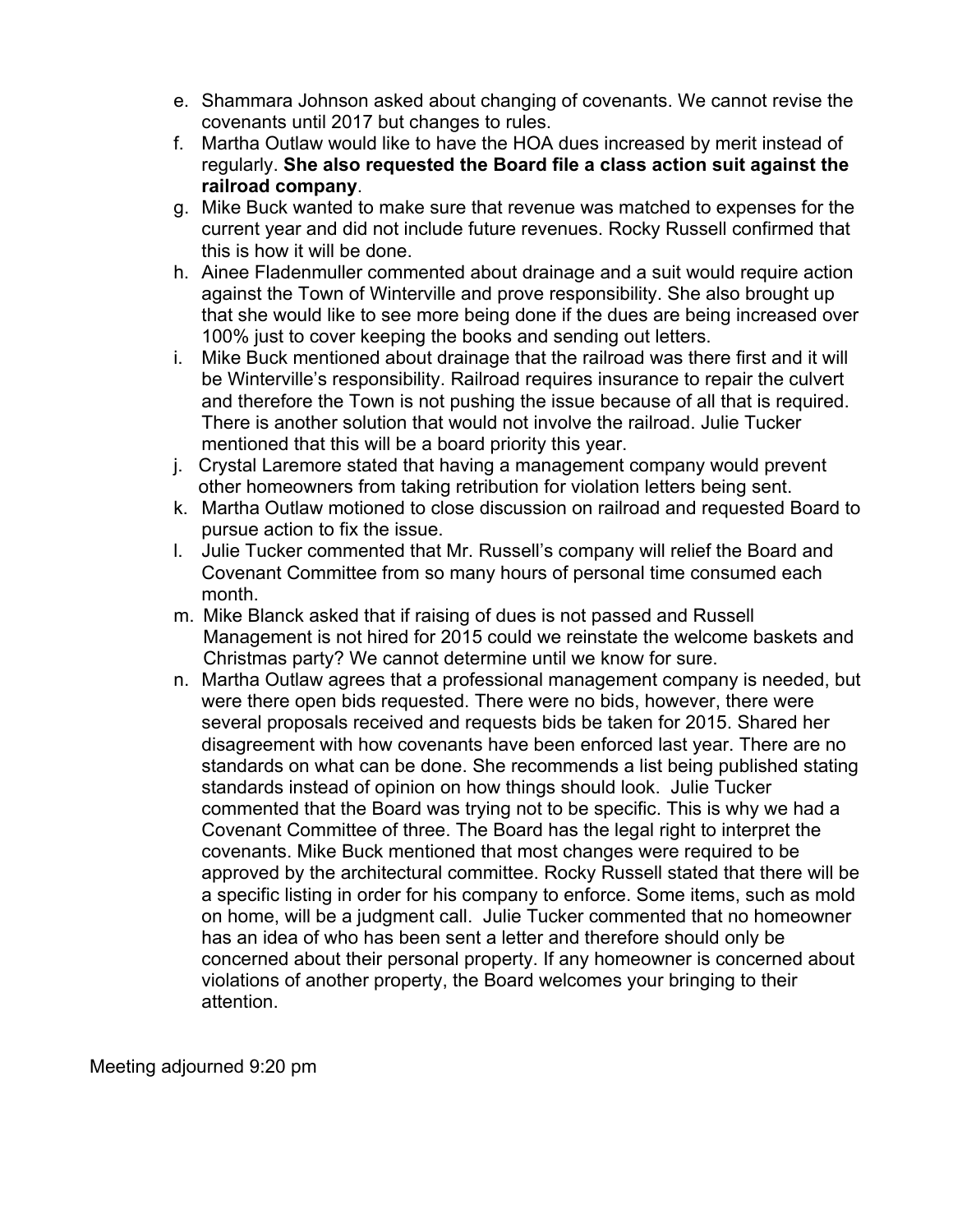e. Shammara Johnson asked about changing of covenants. We cannot revise the covenants until 2017 but changes to rules.
f. Martha Outlaw would like to have the HOA dues increased by merit instead of regularly. **She also requested the Board file a class action suit against the railroad company**.
g. Mike Buck wanted to make sure that revenue was matched to expenses for the current year and did not include future revenues. Rocky Russell confirmed that this is how it will be done.
h. Ainee Fladenmuller commented about drainage and a suit would require action against the Town of Winterville and prove responsibility. She also brought up that she would like to see more being done if the dues are being increased over 100% just to cover keeping the books and sending out letters.
i. Mike Buck mentioned about drainage that the railroad was there first and it will be Winterville's responsibility. Railroad requires insurance to repair the culvert and therefore the Town is not pushing the issue because of all that is required. There is another solution that would not involve the railroad. Julie Tucker mentioned that this will be a board priority this year.
j. Crystal Laremore stated that having a management company would prevent other homeowners from taking retribution for violation letters being sent.
k. Martha Outlaw motioned to close discussion on railroad and requested Board to pursue action to fix the issue.
l. Julie Tucker commented that Mr. Russell's company will relief the Board and Covenant Committee from so many hours of personal time consumed each month.
m. Mike Blanck asked that if raising of dues is not passed and Russell Management is not hired for 2015 could we reinstate the welcome baskets and Christmas party? We cannot determine until we know for sure.
n. Martha Outlaw agrees that a professional management company is needed, but were there open bids requested. There were no bids, however, there were several proposals received and requests bids be taken for 2015. Shared her disagreement with how covenants have been enforced last year. There are no standards on what can be done. She recommends a list being published stating standards instead of opinion on how things should look. Julie Tucker commented that the Board was trying not to be specific. This is why we had a Covenant Committee of three. The Board has the legal right to interpret the covenants. Mike Buck mentioned that most changes were required to be approved by the architectural committee. Rocky Russell stated that there will be a specific listing in order for his company to enforce. Some items, such as mold on home, will be a judgment call. Julie Tucker commented that no homeowner has an idea of who has been sent a letter and therefore should only be concerned about their personal property. If any homeowner is concerned about violations of another property, the Board welcomes your bringing to their attention.

Meeting adjourned 9:20 pm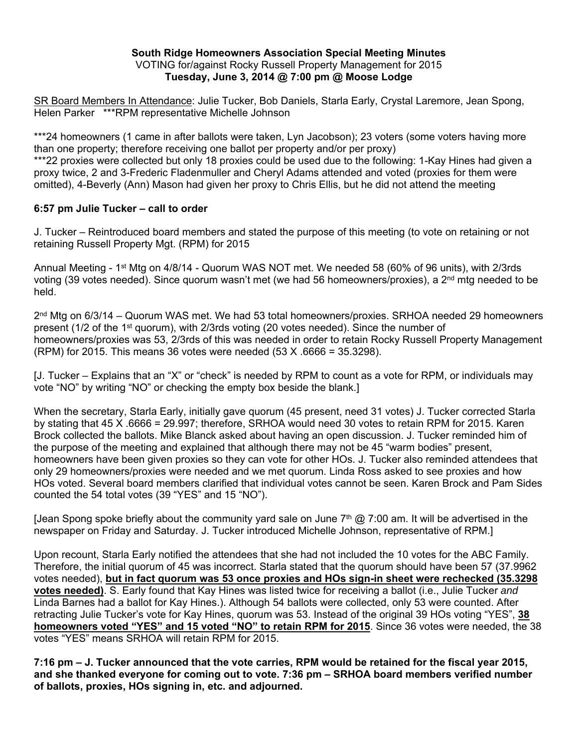**South Ridge Homeowners Association Special Meeting Minutes**
VOTING for/against Rocky Russell Property Management for 2015
**Tuesday, June 3, 2014 @ 7:00 pm @ Moose Lodge**

SR Board Members In Attendance: Julie Tucker, Bob Daniels, Starla Early, Crystal Laremore, Jean Spong, Helen Parker ***RPM representative Michelle Johnson

***24 homeowners (1 came in after ballots were taken, Lyn Jacobson); 23 voters (some voters having more than one property; therefore receiving one ballot per property and/or per proxy)
***22 proxies were collected but only 18 proxies could be used due to the following: 1-Kay Hines had given a proxy twice, 2 and 3-Frederic Fladenmuller and Cheryl Adams attended and voted (proxies for them were omitted), 4-Beverly (Ann) Mason had given her proxy to Chris Ellis, but he did not attend the meeting

**6:57 pm Julie Tucker – call to order**

J. Tucker – Reintroduced board members and stated the purpose of this meeting (to vote on retaining or not retaining Russell Property Mgt. (RPM) for 2015

Annual Meeting - 1st Mtg on 4/8/14 - Quorum WAS NOT met. We needed 58 (60% of 96 units), with 2/3rds voting (39 votes needed). Since quorum wasn't met (we had 56 homeowners/proxies), a 2nd mtg needed to be held.

2nd Mtg on 6/3/14 – Quorum WAS met. We had 53 total homeowners/proxies. SRHOA needed 29 homeowners present (1/2 of the 1st quorum), with 2/3rds voting (20 votes needed). Since the number of homeowners/proxies was 53, 2/3rds of this was needed in order to retain Rocky Russell Property Management (RPM) for 2015. This means 36 votes were needed (53 X .6666 = 35.3298).

[J. Tucker – Explains that an "X" or "check" is needed by RPM to count as a vote for RPM, or individuals may vote "NO" by writing "NO" or checking the empty box beside the blank.]

When the secretary, Starla Early, initially gave quorum (45 present, need 31 votes) J. Tucker corrected Starla by stating that 45 X .6666 = 29.997; therefore, SRHOA would need 30 votes to retain RPM for 2015. Karen Brock collected the ballots. Mike Blanck asked about having an open discussion. J. Tucker reminded him of the purpose of the meeting and explained that although there may not be 45 "warm bodies" present, homeowners have been given proxies so they can vote for other HOs. J. Tucker also reminded attendees that only 29 homeowners/proxies were needed and we met quorum. Linda Ross asked to see proxies and how HOs voted. Several board members clarified that individual votes cannot be seen. Karen Brock and Pam Sides counted the 54 total votes (39 "YES" and 15 "NO").

[Jean Spong spoke briefly about the community yard sale on June 7th @ 7:00 am. It will be advertised in the newspaper on Friday and Saturday. J. Tucker introduced Michelle Johnson, representative of RPM.]

Upon recount, Starla Early notified the attendees that she had not included the 10 votes for the ABC Family. Therefore, the initial quorum of 45 was incorrect. Starla stated that the quorum should have been 57 (37.9962 votes needed), **<u>but in fact quorum was 53 once proxies and HOs sign-in sheet were rechecked (35.3298 votes needed)</u>**. S. Early found that Kay Hines was listed twice for receiving a ballot (i.e., Julie Tucker *and* Linda Barnes had a ballot for Kay Hines.). Although 54 ballots were collected, only 53 were counted. After retracting Julie Tucker's vote for Kay Hines, quorum was 53. Instead of the original 39 HOs voting "YES", **<u>38 homeowners voted "YES" and 15 voted "NO" to retain RPM for 2015</u>**. Since 36 votes were needed, the 38 votes "YES" means SRHOA will retain RPM for 2015.

**7:16 pm – J. Tucker announced that the vote carries, RPM would be retained for the fiscal year 2015, and she thanked everyone for coming out to vote. 7:36 pm – SRHOA board members verified number of ballots, proxies, HOs signing in, etc. and adjourned.**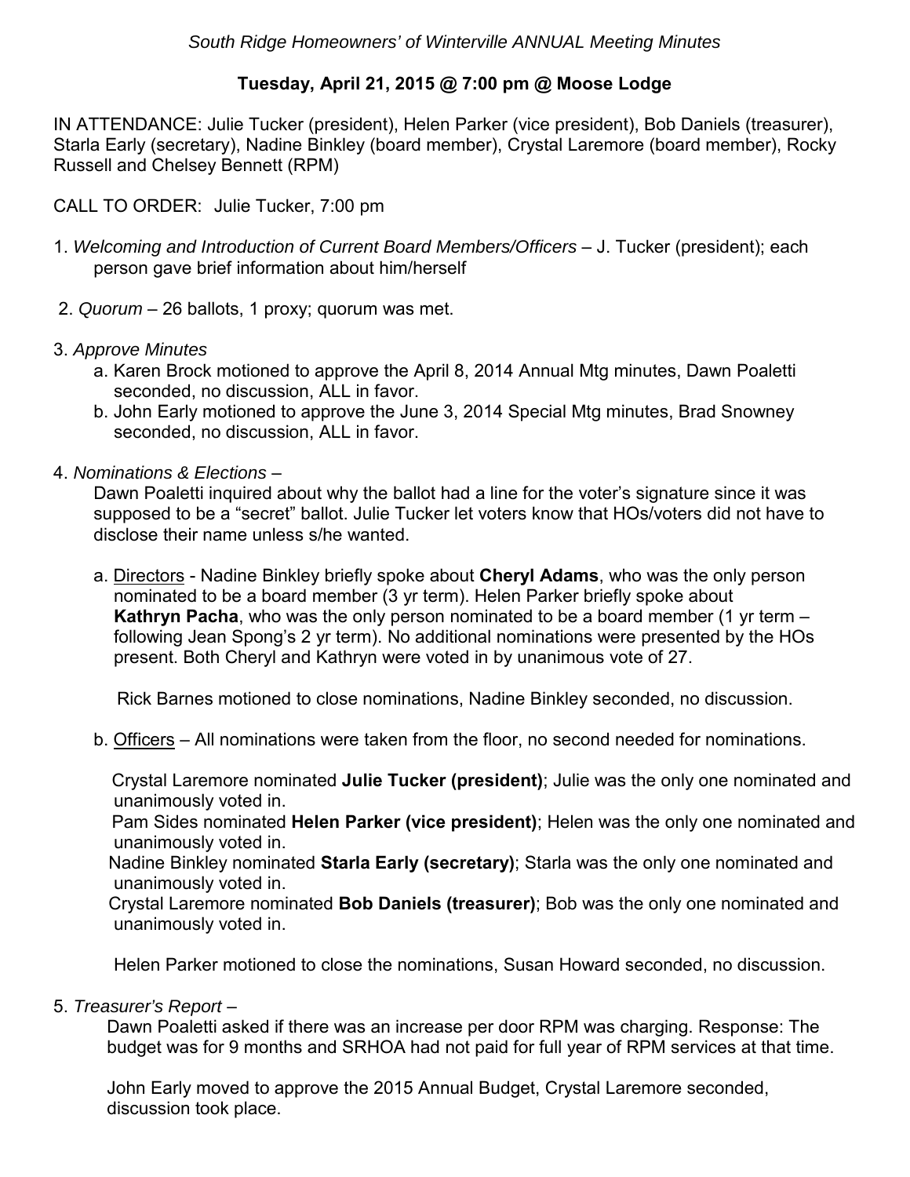*South Ridge Homeowners' of Winterville ANNUAL Meeting Minutes*

**Tuesday, April 21, 2015 @ 7:00 pm @ Moose Lodge**

IN ATTENDANCE: Julie Tucker (president), Helen Parker (vice president), Bob Daniels (treasurer), Starla Early (secretary), Nadine Binkley (board member), Crystal Laremore (board member), Rocky Russell and Chelsey Bennett (RPM)

CALL TO ORDER: Julie Tucker, 7:00 pm

1. *Welcoming and Introduction of Current Board Members/Officers* – J. Tucker (president); each person gave brief information about him/herself

2. *Quorum* – 26 ballots, 1 proxy; quorum was met.

3. *Approve Minutes*
   a. Karen Brock motioned to approve the April 8, 2014 Annual Mtg minutes, Dawn Poaletti seconded, no discussion, ALL in favor.
   b. John Early motioned to approve the June 3, 2014 Special Mtg minutes, Brad Snowney seconded, no discussion, ALL in favor.

4. *Nominations & Elections* –

   Dawn Poaletti inquired about why the ballot had a line for the voter's signature since it was supposed to be a "secret" ballot. Julie Tucker let voters know that HOs/voters did not have to disclose their name unless s/he wanted.

   a. Directors - Nadine Binkley briefly spoke about **Cheryl Adams**, who was the only person nominated to be a board member (3 yr term). Helen Parker briefly spoke about **Kathryn Pacha**, who was the only person nominated to be a board member (1 yr term – following Jean Spong's 2 yr term). No additional nominations were presented by the HOs present. Both Cheryl and Kathryn were voted in by unanimous vote of 27.

      Rick Barnes motioned to close nominations, Nadine Binkley seconded, no discussion.

   b. Officers – All nominations were taken from the floor, no second needed for nominations.

      Crystal Laremore nominated **Julie Tucker (president)**; Julie was the only one nominated and unanimously voted in.
      Pam Sides nominated **Helen Parker (vice president)**; Helen was the only one nominated and unanimously voted in.
      Nadine Binkley nominated **Starla Early (secretary)**; Starla was the only one nominated and unanimously voted in.
      Crystal Laremore nominated **Bob Daniels (treasurer)**; Bob was the only one nominated and unanimously voted in.

      Helen Parker motioned to close the nominations, Susan Howard seconded, no discussion.

5. *Treasurer's Report* –

   Dawn Poaletti asked if there was an increase per door RPM was charging. Response: The budget was for 9 months and SRHOA had not paid for full year of RPM services at that time.

   John Early moved to approve the 2015 Annual Budget, Crystal Laremore seconded, discussion took place.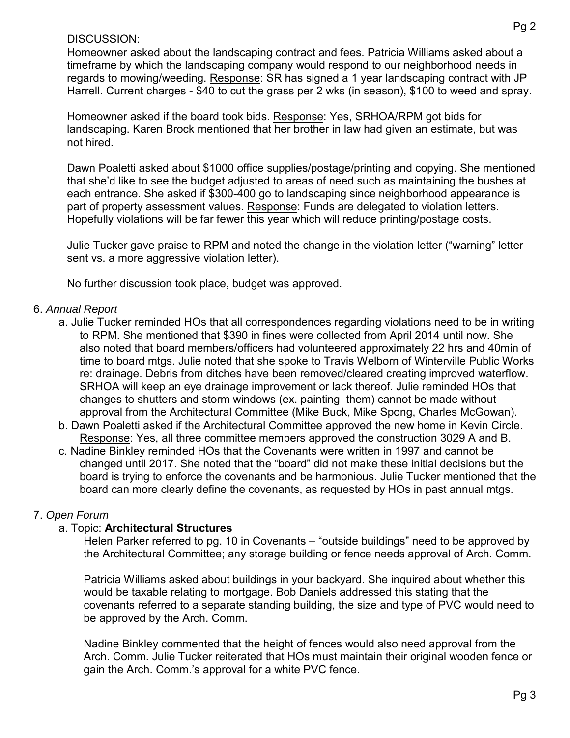DISCUSSION:

Homeowner asked about the landscaping contract and fees. Patricia Williams asked about a timeframe by which the landscaping company would respond to our neighborhood needs in regards to mowing/weeding. Response: SR has signed a 1 year landscaping contract with JP Harrell. Current charges - $40 to cut the grass per 2 wks (in season), $100 to weed and spray.

Homeowner asked if the board took bids. Response: Yes, SRHOA/RPM got bids for landscaping. Karen Brock mentioned that her brother in law had given an estimate, but was not hired.

Dawn Poaletti asked about $1000 office supplies/postage/printing and copying. She mentioned that she'd like to see the budget adjusted to areas of need such as maintaining the bushes at each entrance. She asked if $300-400 go to landscaping since neighborhood appearance is part of property assessment values. Response: Funds are delegated to violation letters. Hopefully violations will be far fewer this year which will reduce printing/postage costs.

Julie Tucker gave praise to RPM and noted the change in the violation letter ("warning" letter sent vs. a more aggressive violation letter).

No further discussion took place, budget was approved.

6. *Annual Report*
   a. Julie Tucker reminded HOs that all correspondences regarding violations need to be in writing to RPM. She mentioned that $390 in fines were collected from April 2014 until now. She also noted that board members/officers had volunteered approximately 22 hrs and 40min of time to board mtgs. Julie noted that she spoke to Travis Welborn of Winterville Public Works re: drainage. Debris from ditches have been removed/cleared creating improved waterflow. SRHOA will keep an eye drainage improvement or lack thereof. Julie reminded HOs that changes to shutters and storm windows (ex. painting them) cannot be made without approval from the Architectural Committee (Mike Buck, Mike Spong, Charles McGowan).
   b. Dawn Poaletti asked if the Architectural Committee approved the new home in Kevin Circle. Response: Yes, all three committee members approved the construction 3029 A and B.
   c. Nadine Binkley reminded HOs that the Covenants were written in 1997 and cannot be changed until 2017. She noted that the "board" did not make these initial decisions but the board is trying to enforce the covenants and be harmonious. Julie Tucker mentioned that the board can more clearly define the covenants, as requested by HOs in past annual mtgs.

7. *Open Forum*
   a. Topic: **Architectural Structures**

      Helen Parker referred to pg. 10 in Covenants – "outside buildings" need to be approved by the Architectural Committee; any storage building or fence needs approval of Arch. Comm.

      Patricia Williams asked about buildings in your backyard. She inquired about whether this would be taxable relating to mortgage. Bob Daniels addressed this stating that the covenants referred to a separate standing building, the size and type of PVC would need to be approved by the Arch. Comm.

      Nadine Binkley commented that the height of fences would also need approval from the Arch. Comm. Julie Tucker reiterated that HOs must maintain their original wooden fence or gain the Arch. Comm.'s approval for a white PVC fence.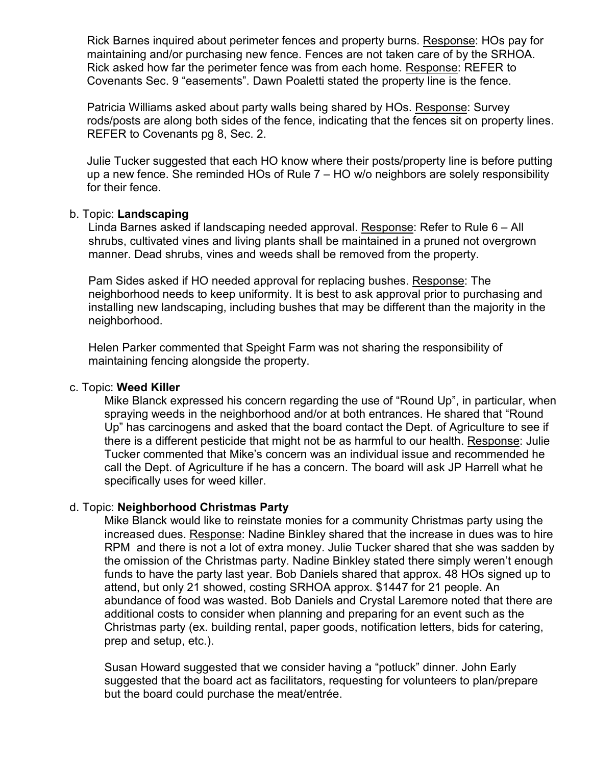Rick Barnes inquired about perimeter fences and property burns. Response: HOs pay for maintaining and/or purchasing new fence. Fences are not taken care of by the SRHOA. Rick asked how far the perimeter fence was from each home. Response: REFER to Covenants Sec. 9 "easements". Dawn Poaletti stated the property line is the fence.

Patricia Williams asked about party walls being shared by HOs. Response: Survey rods/posts are along both sides of the fence, indicating that the fences sit on property lines. REFER to Covenants pg 8, Sec. 2.

Julie Tucker suggested that each HO know where their posts/property line is before putting up a new fence. She reminded HOs of Rule 7 – HO w/o neighbors are solely responsibility for their fence.

b. Topic: **Landscaping**

Linda Barnes asked if landscaping needed approval. Response: Refer to Rule 6 – All shrubs, cultivated vines and living plants shall be maintained in a pruned not overgrown manner. Dead shrubs, vines and weeds shall be removed from the property.

Pam Sides asked if HO needed approval for replacing bushes. Response: The neighborhood needs to keep uniformity. It is best to ask approval prior to purchasing and installing new landscaping, including bushes that may be different than the majority in the neighborhood.

Helen Parker commented that Speight Farm was not sharing the responsibility of maintaining fencing alongside the property.

c. Topic: **Weed Killer**

Mike Blanck expressed his concern regarding the use of "Round Up", in particular, when spraying weeds in the neighborhood and/or at both entrances. He shared that "Round Up" has carcinogens and asked that the board contact the Dept. of Agriculture to see if there is a different pesticide that might not be as harmful to our health. Response: Julie Tucker commented that Mike's concern was an individual issue and recommended he call the Dept. of Agriculture if he has a concern. The board will ask JP Harrell what he specifically uses for weed killer.

d. Topic: **Neighborhood Christmas Party**

Mike Blanck would like to reinstate monies for a community Christmas party using the increased dues. Response: Nadine Binkley shared that the increase in dues was to hire RPM and there is not a lot of extra money. Julie Tucker shared that she was sadden by the omission of the Christmas party. Nadine Binkley stated there simply weren't enough funds to have the party last year. Bob Daniels shared that approx. 48 HOs signed up to attend, but only 21 showed, costing SRHOA approx. $1447 for 21 people. An abundance of food was wasted. Bob Daniels and Crystal Laremore noted that there are additional costs to consider when planning and preparing for an event such as the Christmas party (ex. building rental, paper goods, notification letters, bids for catering, prep and setup, etc.).

Susan Howard suggested that we consider having a "potluck" dinner. John Early suggested that the board act as facilitators, requesting for volunteers to plan/prepare but the board could purchase the meat/entrée.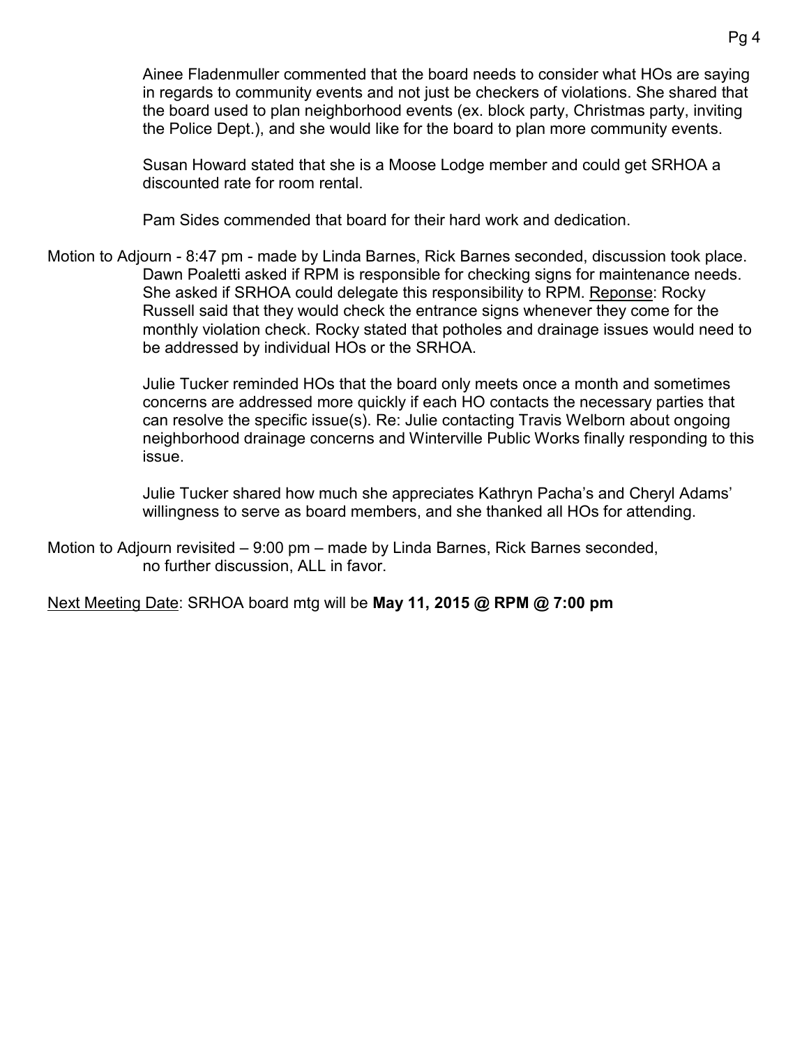Ainee Fladenmuller commented that the board needs to consider what HOs are saying in regards to community events and not just be checkers of violations. She shared that the board used to plan neighborhood events (ex. block party, Christmas party, inviting the Police Dept.), and she would like for the board to plan more community events.

Susan Howard stated that she is a Moose Lodge member and could get SRHOA a discounted rate for room rental.

Pam Sides commended that board for their hard work and dedication.

Motion to Adjourn - 8:47 pm - made by Linda Barnes, Rick Barnes seconded, discussion took place. Dawn Poaletti asked if RPM is responsible for checking signs for maintenance needs. She asked if SRHOA could delegate this responsibility to RPM. Reponse: Rocky Russell said that they would check the entrance signs whenever they come for the monthly violation check. Rocky stated that potholes and drainage issues would need to be addressed by individual HOs or the SRHOA.

Julie Tucker reminded HOs that the board only meets once a month and sometimes concerns are addressed more quickly if each HO contacts the necessary parties that can resolve the specific issue(s). Re: Julie contacting Travis Welborn about ongoing neighborhood drainage concerns and Winterville Public Works finally responding to this issue.

Julie Tucker shared how much she appreciates Kathryn Pacha's and Cheryl Adams' willingness to serve as board members, and she thanked all HOs for attending.

Motion to Adjourn revisited – 9:00 pm – made by Linda Barnes, Rick Barnes seconded, no further discussion, ALL in favor.

Next Meeting Date: SRHOA board mtg will be **May 11, 2015 @ RPM @ 7:00 pm**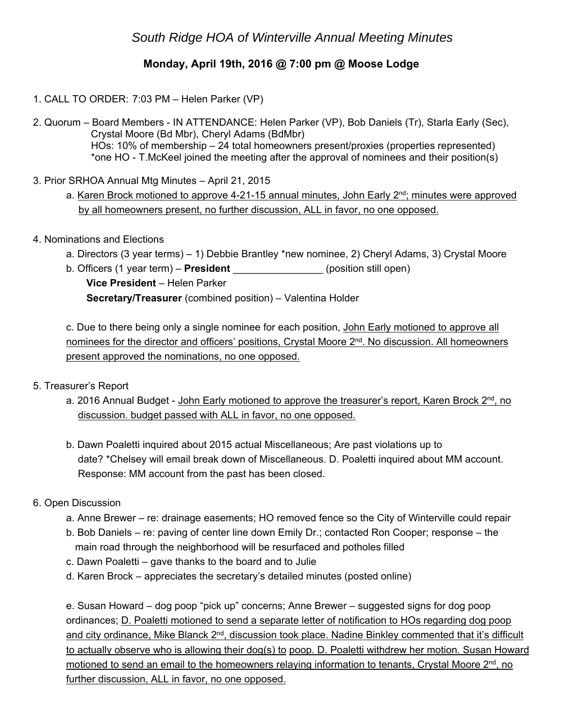# *South Ridge HOA of Winterville Annual Meeting Minutes*

## Monday, April 19th, 2016 @ 7:00 pm @ Moose Lodge

1. CALL TO ORDER: 7:03 PM – Helen Parker (VP)

2. Quorum – Board Members - IN ATTENDANCE: Helen Parker (VP), Bob Daniels (Tr), Starla Early (Sec), Crystal Moore (Bd Mbr), Cheryl Adams (BdMbr)
   HOs: 10% of membership – 24 total homeowners present/proxies (properties represented)
   *one HO - T.McKeel joined the meeting after the approval of nominees and their position(s)

3. Prior SRHOA Annual Mtg Minutes – April 21, 2015
   a. <u>Karen Brock motioned to approve 4-21-15 annual minutes, John Early 2nd; minutes were approved by all homeowners present, no further discussion, ALL in favor, no one opposed.</u>

4. Nominations and Elections
   a. Directors (3 year terms) – 1) Debbie Brantley *new nominee, 2) Cheryl Adams, 3) Crystal Moore
   b. Officers (1 year term) – **President** ________________ (position still open)
      **Vice President** – Helen Parker
      **Secretary/Treasurer** (combined position) – Valentina Holder

   c. Due to there being only a single nominee for each position, <u>John Early motioned to approve all nominees for the director and officers' positions, Crystal Moore 2nd. No discussion. All homeowners present approved the nominations, no one opposed.</u>

5. Treasurer's Report
   a. 2016 Annual Budget - <u>John Early motioned to approve the treasurer's report, Karen Brock 2nd, no discussion. budget passed with ALL in favor, no one opposed.</u>

   b. Dawn Poaletti inquired about 2015 actual Miscellaneous; Are past violations up to date? *Chelsey will email break down of Miscellaneous. D. Poaletti inquired about MM account. Response: MM account from the past has been closed.

6. Open Discussion
   a. Anne Brewer – re: drainage easements; HO removed fence so the City of Winterville could repair
   b. Bob Daniels – re: paving of center line down Emily Dr.; contacted Ron Cooper; response – the main road through the neighborhood will be resurfaced and potholes filled
   c. Dawn Poaletti – gave thanks to the board and to Julie
   d. Karen Brock – appreciates the secretary's detailed minutes (posted online)

   e. Susan Howard – dog poop "pick up" concerns; Anne Brewer – suggested signs for dog poop ordinances; <u>D. Poaletti motioned to send a separate letter of notification to HOs regarding dog poop and city ordinance, Mike Blanck 2nd, discussion took place. Nadine Binkley commented that it's difficult to actually observe who is allowing their dog(s) to poop. D. Poaletti withdrew her motion. Susan Howard motioned to send an email to the homeowners relaying information to tenants, Crystal Moore 2nd, no further discussion, ALL in favor, no one opposed.</u>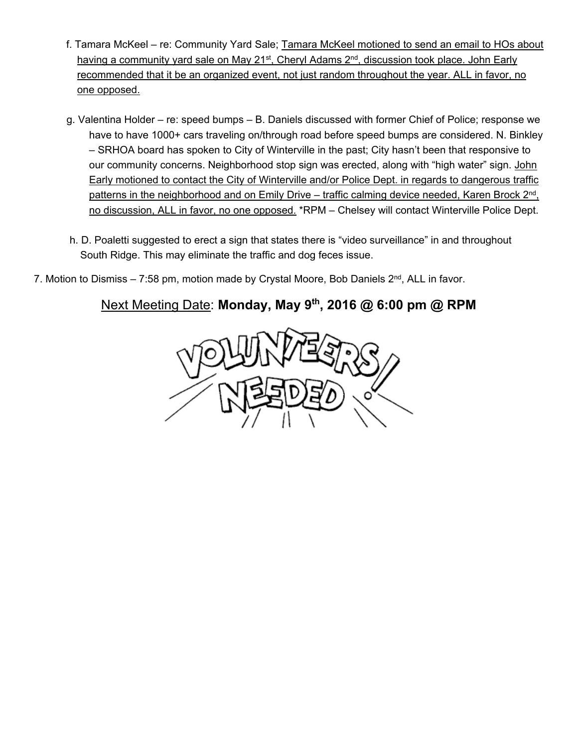f. Tamara McKeel – re: Community Yard Sale; Tamara McKeel motioned to send an email to HOs about having a community yard sale on May 21st, Cheryl Adams 2nd, discussion took place. John Early recommended that it be an organized event, not just random throughout the year. ALL in favor, no one opposed.

g. Valentina Holder – re: speed bumps – B. Daniels discussed with former Chief of Police; response we have to have 1000+ cars traveling on/through road before speed bumps are considered. N. Binkley – SRHOA board has spoken to City of Winterville in the past; City hasn't been that responsive to our community concerns. Neighborhood stop sign was erected, along with "high water" sign. John Early motioned to contact the City of Winterville and/or Police Dept. in regards to dangerous traffic patterns in the neighborhood and on Emily Drive – traffic calming device needed, Karen Brock 2nd, no discussion, ALL in favor, no one opposed. *RPM – Chelsey will contact Winterville Police Dept.

h. D. Poaletti suggested to erect a sign that states there is "video surveillance" in and throughout South Ridge. This may eliminate the traffic and dog feces issue.

7. Motion to Dismiss – 7:58 pm, motion made by Crystal Moore, Bob Daniels 2nd, ALL in favor.

Next Meeting Date: **Monday, May 9th, 2016 @ 6:00 pm @ RPM**

VOLUNTEERS NEEDED!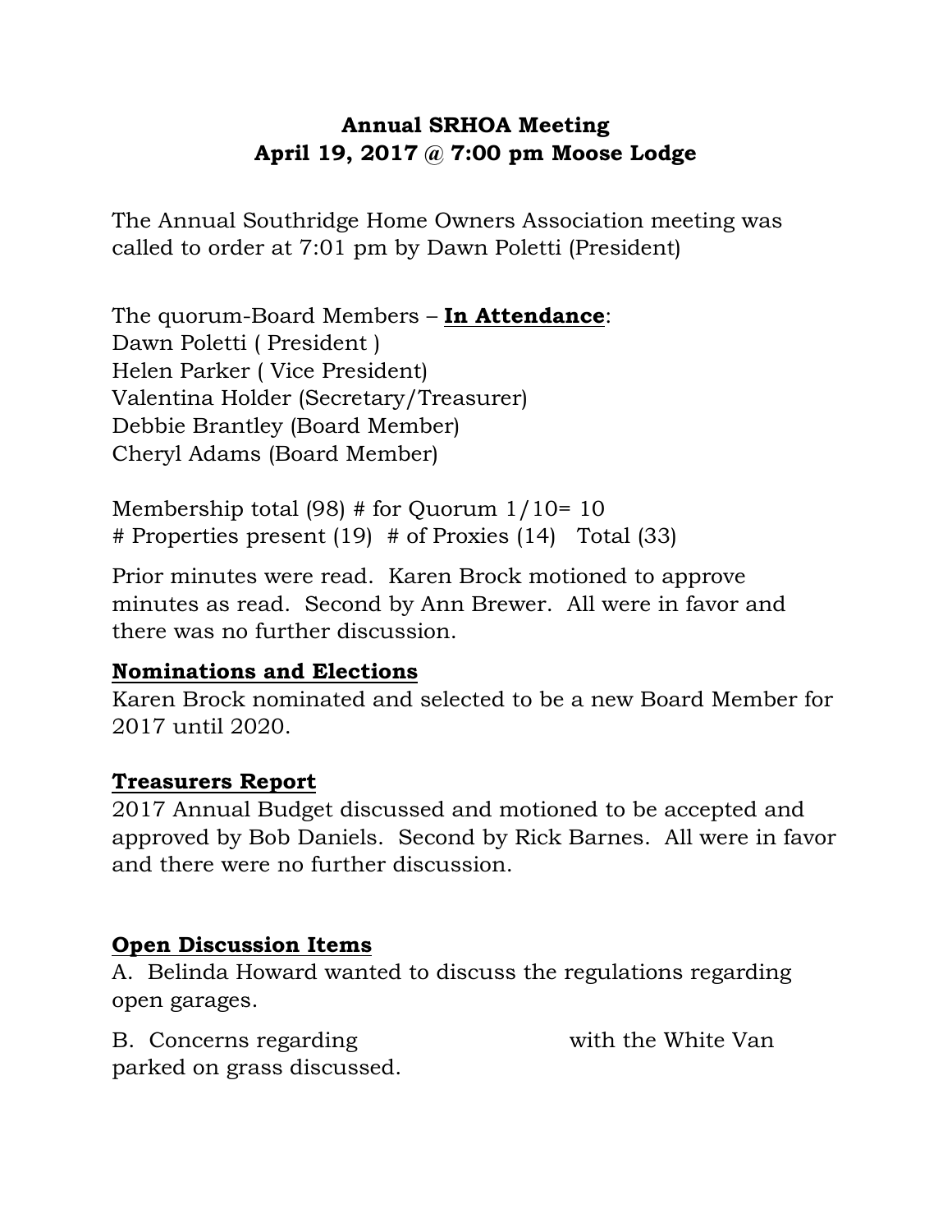# Annual SRHOA Meeting
## April 19, 2017 @ 7:00 pm Moose Lodge

The Annual Southridge Home Owners Association meeting was called to order at 7:01 pm by Dawn Poletti (President)

The quorum-Board Members – **In Attendance**:
Dawn Poletti ( President )
Helen Parker ( Vice President)
Valentina Holder (Secretary/Treasurer)
Debbie Brantley (Board Member)
Cheryl Adams (Board Member)

Membership total (98) # for Quorum 1/10= 10
# Properties present (19)  # of Proxies (14)  Total (33)

Prior minutes were read. Karen Brock motioned to approve minutes as read. Second by Ann Brewer. All were in favor and there was no further discussion.

**Nominations and Elections**

Karen Brock nominated and selected to be a new Board Member for 2017 until 2020.

**Treasurers Report**

2017 Annual Budget discussed and motioned to be accepted and approved by Bob Daniels. Second by Rick Barnes. All were in favor and there were no further discussion.

**Open Discussion Items**

A. Belinda Howard wanted to discuss the regulations regarding open garages.

B. Concerns regarding                     with the White Van parked on grass discussed.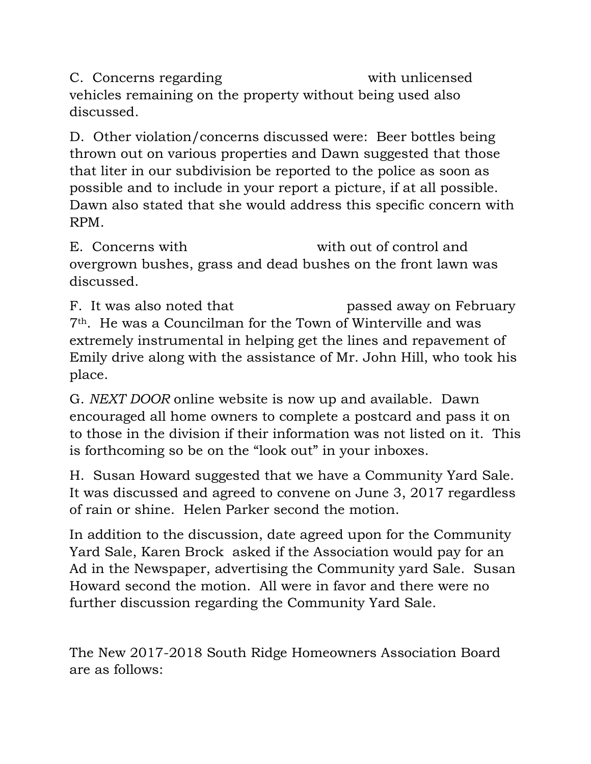C. Concerns regarding with unlicensed vehicles remaining on the property without being used also discussed.

D. Other violation/concerns discussed were: Beer bottles being thrown out on various properties and Dawn suggested that those that liter in our subdivision be reported to the police as soon as possible and to include in your report a picture, if at all possible. Dawn also stated that she would address this specific concern with RPM.

E. Concerns with with out of control and overgrown bushes, grass and dead bushes on the front lawn was discussed.

F. It was also noted that passed away on February 7th. He was a Councilman for the Town of Winterville and was extremely instrumental in helping get the lines and repavement of Emily drive along with the assistance of Mr. John Hill, who took his place.

G. *NEXT DOOR* online website is now up and available. Dawn encouraged all home owners to complete a postcard and pass it on to those in the division if their information was not listed on it. This is forthcoming so be on the "look out" in your inboxes.

H. Susan Howard suggested that we have a Community Yard Sale. It was discussed and agreed to convene on June 3, 2017 regardless of rain or shine. Helen Parker second the motion.

In addition to the discussion, date agreed upon for the Community Yard Sale, Karen Brock asked if the Association would pay for an Ad in the Newspaper, advertising the Community yard Sale. Susan Howard second the motion. All were in favor and there were no further discussion regarding the Community Yard Sale.

The New 2017-2018 South Ridge Homeowners Association Board are as follows: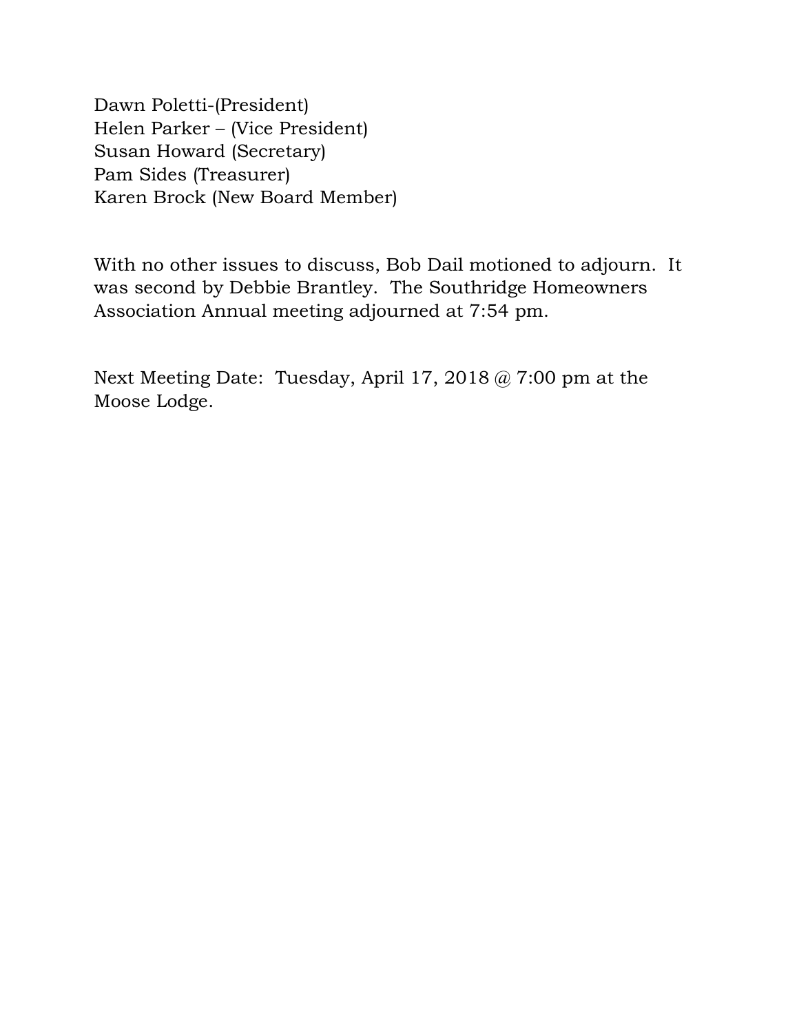Dawn Poletti-(President)
Helen Parker – (Vice President)
Susan Howard (Secretary)
Pam Sides (Treasurer)
Karen Brock (New Board Member)

With no other issues to discuss, Bob Dail motioned to adjourn. It was second by Debbie Brantley. The Southridge Homeowners Association Annual meeting adjourned at 7:54 pm.

Next Meeting Date: Tuesday, April 17, 2018 @ 7:00 pm at the Moose Lodge.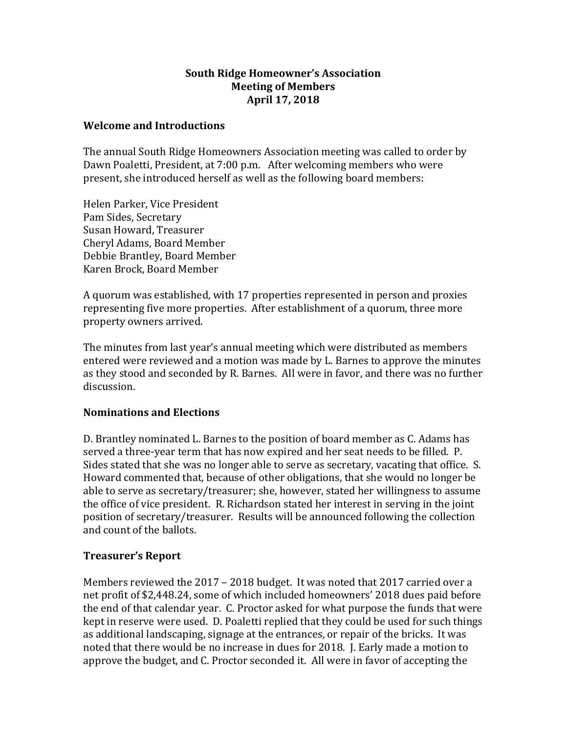**South Ridge Homeowner's Association**
**Meeting of Members**
**April 17, 2018**

## Welcome and Introductions

The annual South Ridge Homeowners Association meeting was called to order by Dawn Poaletti, President, at 7:00 p.m. After welcoming members who were present, she introduced herself as well as the following board members:

Helen Parker, Vice President
Pam Sides, Secretary
Susan Howard, Treasurer
Cheryl Adams, Board Member
Debbie Brantley, Board Member
Karen Brock, Board Member

A quorum was established, with 17 properties represented in person and proxies representing five more properties. After establishment of a quorum, three more property owners arrived.

The minutes from last year's annual meeting which were distributed as members entered were reviewed and a motion was made by L. Barnes to approve the minutes as they stood and seconded by R. Barnes. All were in favor, and there was no further discussion.

## Nominations and Elections

D. Brantley nominated L. Barnes to the position of board member as C. Adams has served a three-year term that has now expired and her seat needs to be filled. P. Sides stated that she was no longer able to serve as secretary, vacating that office. S. Howard commented that, because of other obligations, that she would no longer be able to serve as secretary/treasurer; she, however, stated her willingness to assume the office of vice president. R. Richardson stated her interest in serving in the joint position of secretary/treasurer. Results will be announced following the collection and count of the ballots.

## Treasurer's Report

Members reviewed the 2017 – 2018 budget. It was noted that 2017 carried over a net profit of $2,448.24, some of which included homeowners' 2018 dues paid before the end of that calendar year. C. Proctor asked for what purpose the funds that were kept in reserve were used. D. Poaletti replied that they could be used for such things as additional landscaping, signage at the entrances, or repair of the bricks. It was noted that there would be no increase in dues for 2018. J. Early made a motion to approve the budget, and C. Proctor seconded it. All were in favor of accepting the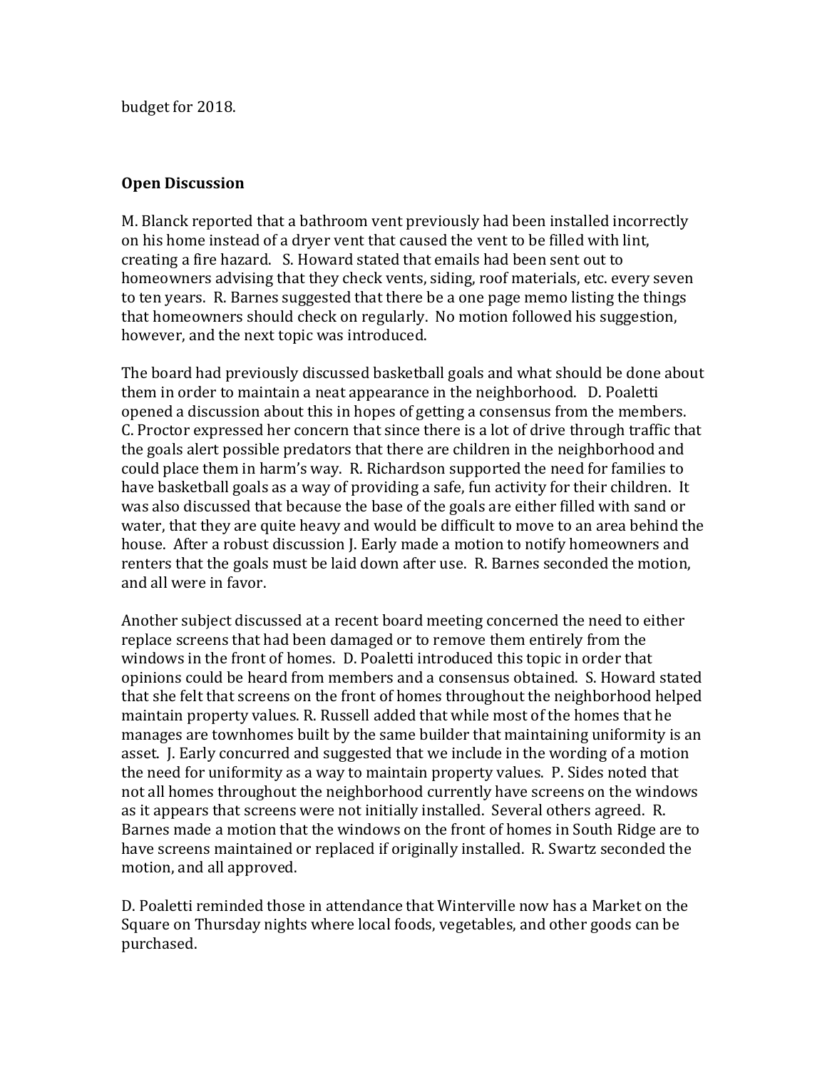budget for 2018.

## Open Discussion

M. Blanck reported that a bathroom vent previously had been installed incorrectly on his home instead of a dryer vent that caused the vent to be filled with lint, creating a fire hazard. S. Howard stated that emails had been sent out to homeowners advising that they check vents, siding, roof materials, etc. every seven to ten years. R. Barnes suggested that there be a one page memo listing the things that homeowners should check on regularly. No motion followed his suggestion, however, and the next topic was introduced.

The board had previously discussed basketball goals and what should be done about them in order to maintain a neat appearance in the neighborhood. D. Poaletti opened a discussion about this in hopes of getting a consensus from the members. C. Proctor expressed her concern that since there is a lot of drive through traffic that the goals alert possible predators that there are children in the neighborhood and could place them in harm's way. R. Richardson supported the need for families to have basketball goals as a way of providing a safe, fun activity for their children. It was also discussed that because the base of the goals are either filled with sand or water, that they are quite heavy and would be difficult to move to an area behind the house. After a robust discussion J. Early made a motion to notify homeowners and renters that the goals must be laid down after use. R. Barnes seconded the motion, and all were in favor.

Another subject discussed at a recent board meeting concerned the need to either replace screens that had been damaged or to remove them entirely from the windows in the front of homes. D. Poaletti introduced this topic in order that opinions could be heard from members and a consensus obtained. S. Howard stated that she felt that screens on the front of homes throughout the neighborhood helped maintain property values. R. Russell added that while most of the homes that he manages are townhomes built by the same builder that maintaining uniformity is an asset. J. Early concurred and suggested that we include in the wording of a motion the need for uniformity as a way to maintain property values. P. Sides noted that not all homes throughout the neighborhood currently have screens on the windows as it appears that screens were not initially installed. Several others agreed. R. Barnes made a motion that the windows on the front of homes in South Ridge are to have screens maintained or replaced if originally installed. R. Swartz seconded the motion, and all approved.

D. Poaletti reminded those in attendance that Winterville now has a Market on the Square on Thursday nights where local foods, vegetables, and other goods can be purchased.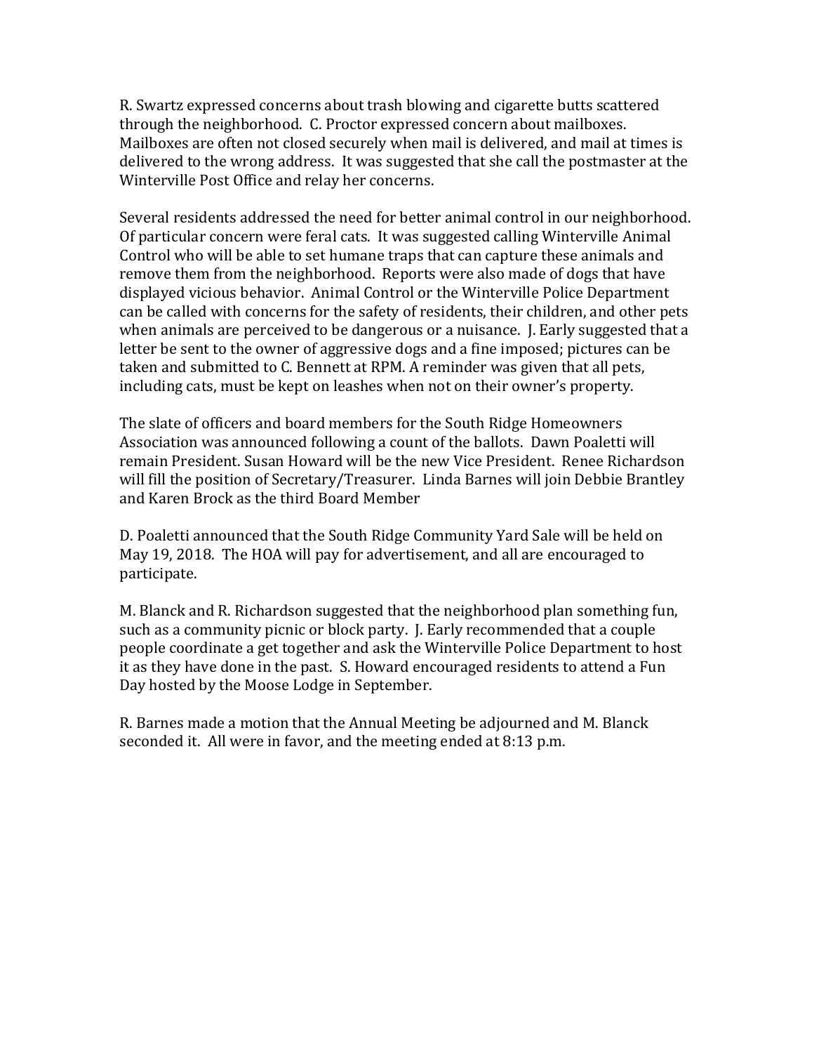R. Swartz expressed concerns about trash blowing and cigarette butts scattered through the neighborhood. C. Proctor expressed concern about mailboxes. Mailboxes are often not closed securely when mail is delivered, and mail at times is delivered to the wrong address. It was suggested that she call the postmaster at the Winterville Post Office and relay her concerns.

Several residents addressed the need for better animal control in our neighborhood. Of particular concern were feral cats. It was suggested calling Winterville Animal Control who will be able to set humane traps that can capture these animals and remove them from the neighborhood. Reports were also made of dogs that have displayed vicious behavior. Animal Control or the Winterville Police Department can be called with concerns for the safety of residents, their children, and other pets when animals are perceived to be dangerous or a nuisance. J. Early suggested that a letter be sent to the owner of aggressive dogs and a fine imposed; pictures can be taken and submitted to C. Bennett at RPM. A reminder was given that all pets, including cats, must be kept on leashes when not on their owner's property.

The slate of officers and board members for the South Ridge Homeowners Association was announced following a count of the ballots. Dawn Poaletti will remain President. Susan Howard will be the new Vice President. Renee Richardson will fill the position of Secretary/Treasurer. Linda Barnes will join Debbie Brantley and Karen Brock as the third Board Member

D. Poaletti announced that the South Ridge Community Yard Sale will be held on May 19, 2018. The HOA will pay for advertisement, and all are encouraged to participate.

M. Blanck and R. Richardson suggested that the neighborhood plan something fun, such as a community picnic or block party. J. Early recommended that a couple people coordinate a get together and ask the Winterville Police Department to host it as they have done in the past. S. Howard encouraged residents to attend a Fun Day hosted by the Moose Lodge in September.

R. Barnes made a motion that the Annual Meeting be adjourned and M. Blanck seconded it. All were in favor, and the meeting ended at 8:13 p.m.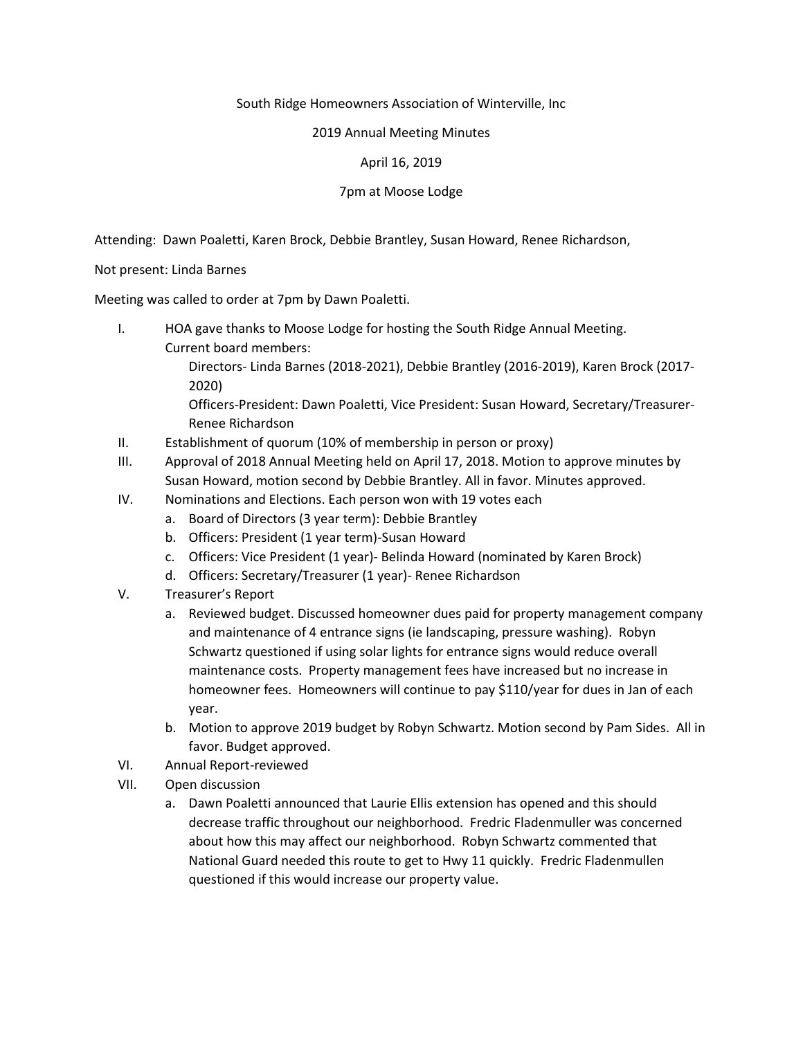South Ridge Homeowners Association of Winterville, Inc

2019 Annual Meeting Minutes

April 16, 2019

7pm at Moose Lodge

Attending: Dawn Poaletti, Karen Brock, Debbie Brantley, Susan Howard, Renee Richardson,

Not present: Linda Barnes

Meeting was called to order at 7pm by Dawn Poaletti.

I. HOA gave thanks to Moose Lodge for hosting the South Ridge Annual Meeting.
   Current board members:
   - Directors- Linda Barnes (2018-2021), Debbie Brantley (2016-2019), Karen Brock (2017-2020)
   - Officers-President: Dawn Poaletti, Vice President: Susan Howard, Secretary/Treasurer-Renee Richardson

II. Establishment of quorum (10% of membership in person or proxy)

III. Approval of 2018 Annual Meeting held on April 17, 2018. Motion to approve minutes by Susan Howard, motion second by Debbie Brantley. All in favor. Minutes approved.

IV. Nominations and Elections. Each person won with 19 votes each
   a. Board of Directors (3 year term): Debbie Brantley
   b. Officers: President (1 year term)-Susan Howard
   c. Officers: Vice President (1 year)- Belinda Howard (nominated by Karen Brock)
   d. Officers: Secretary/Treasurer (1 year)- Renee Richardson

V. Treasurer's Report
   a. Reviewed budget. Discussed homeowner dues paid for property management company and maintenance of 4 entrance signs (ie landscaping, pressure washing). Robyn Schwartz questioned if using solar lights for entrance signs would reduce overall maintenance costs. Property management fees have increased but no increase in homeowner fees. Homeowners will continue to pay $110/year for dues in Jan of each year.
   b. Motion to approve 2019 budget by Robyn Schwartz. Motion second by Pam Sides. All in favor. Budget approved.

VI. Annual Report-reviewed

VII. Open discussion
   a. Dawn Poaletti announced that Laurie Ellis extension has opened and this should decrease traffic throughout our neighborhood. Fredric Fladenmuller was concerned about how this may affect our neighborhood. Robyn Schwartz commented that National Guard needed this route to get to Hwy 11 quickly. Fredric Fladenmullen questioned if this would increase our property value.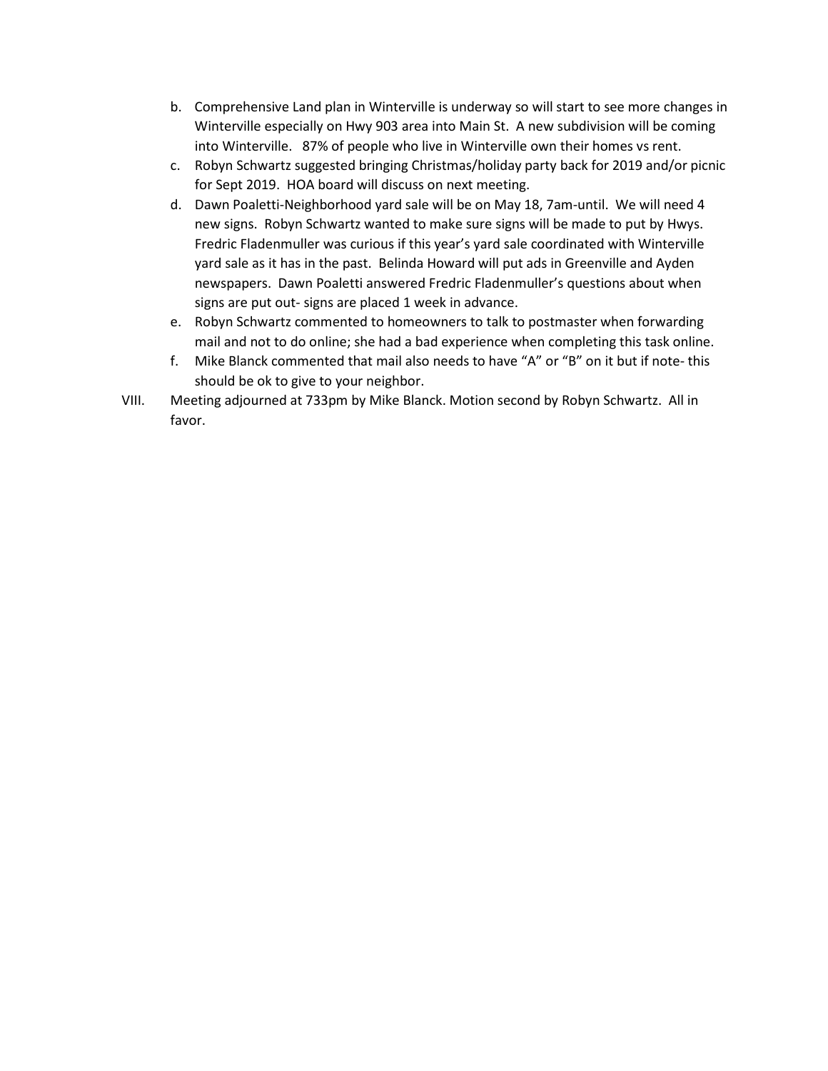b. Comprehensive Land plan in Winterville is underway so will start to see more changes in Winterville especially on Hwy 903 area into Main St. A new subdivision will be coming into Winterville. 87% of people who live in Winterville own their homes vs rent.
c. Robyn Schwartz suggested bringing Christmas/holiday party back for 2019 and/or picnic for Sept 2019. HOA board will discuss on next meeting.
d. Dawn Poaletti-Neighborhood yard sale will be on May 18, 7am-until. We will need 4 new signs. Robyn Schwartz wanted to make sure signs will be made to put by Hwys. Fredric Fladenmuller was curious if this year's yard sale coordinated with Winterville yard sale as it has in the past. Belinda Howard will put ads in Greenville and Ayden newspapers. Dawn Poaletti answered Fredric Fladenmuller's questions about when signs are put out- signs are placed 1 week in advance.
e. Robyn Schwartz commented to homeowners to talk to postmaster when forwarding mail and not to do online; she had a bad experience when completing this task online.
f. Mike Blanck commented that mail also needs to have "A" or "B" on it but if note- this should be ok to give to your neighbor.

VIII. Meeting adjourned at 733pm by Mike Blanck. Motion second by Robyn Schwartz. All in favor.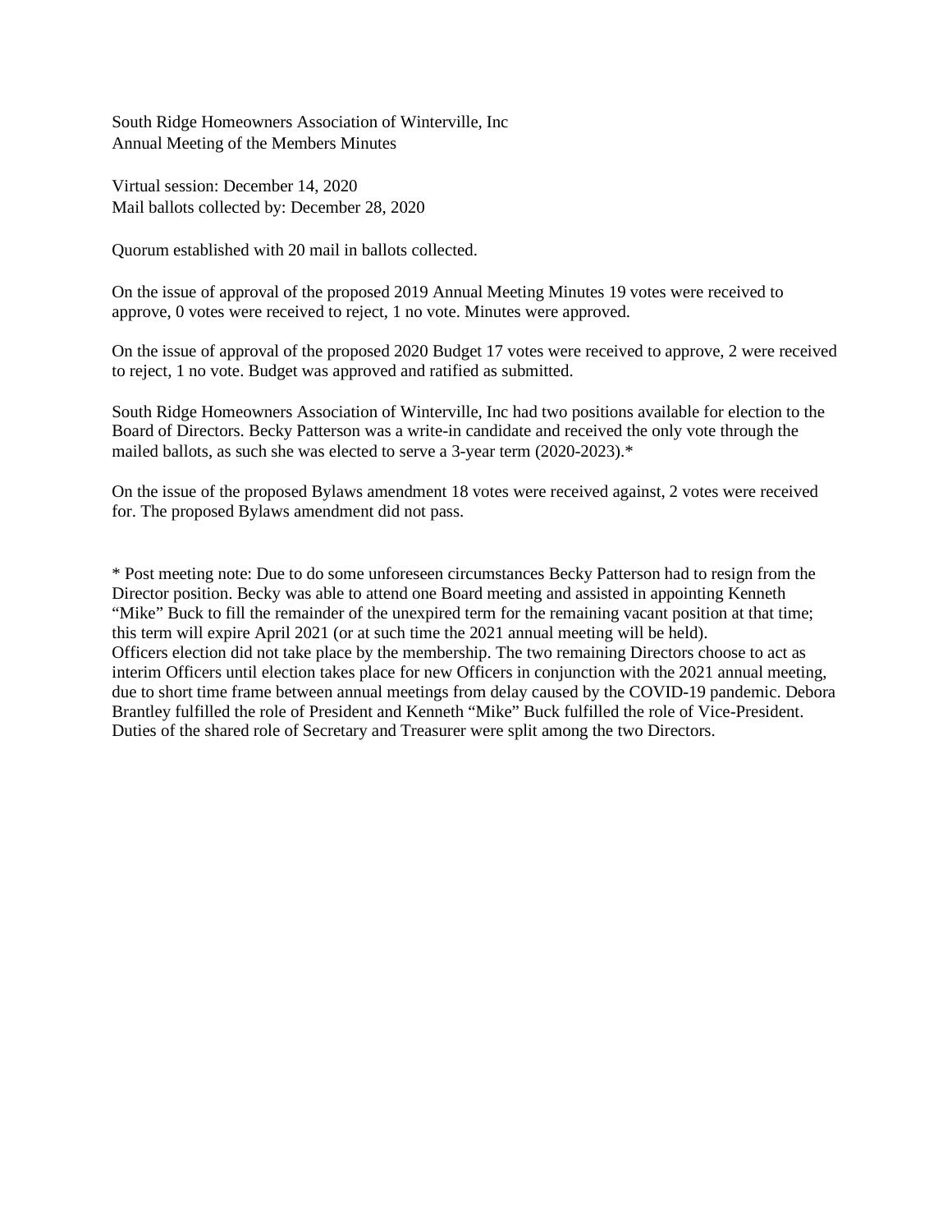South Ridge Homeowners Association of Winterville, Inc
Annual Meeting of the Members Minutes

Virtual session: December 14, 2020
Mail ballots collected by: December 28, 2020

Quorum established with 20 mail in ballots collected.

On the issue of approval of the proposed 2019 Annual Meeting Minutes 19 votes were received to approve, 0 votes were received to reject, 1 no vote. Minutes were approved.

On the issue of approval of the proposed 2020 Budget 17 votes were received to approve, 2 were received to reject, 1 no vote. Budget was approved and ratified as submitted.

South Ridge Homeowners Association of Winterville, Inc had two positions available for election to the Board of Directors. Becky Patterson was a write-in candidate and received the only vote through the mailed ballots, as such she was elected to serve a 3-year term (2020-2023).*

On the issue of the proposed Bylaws amendment 18 votes were received against, 2 votes were received for. The proposed Bylaws amendment did not pass.

* Post meeting note: Due to do some unforeseen circumstances Becky Patterson had to resign from the Director position. Becky was able to attend one Board meeting and assisted in appointing Kenneth "Mike" Buck to fill the remainder of the unexpired term for the remaining vacant position at that time; this term will expire April 2021 (or at such time the 2021 annual meeting will be held).
Officers election did not take place by the membership. The two remaining Directors choose to act as interim Officers until election takes place for new Officers in conjunction with the 2021 annual meeting, due to short time frame between annual meetings from delay caused by the COVID-19 pandemic. Debora Brantley fulfilled the role of President and Kenneth "Mike" Buck fulfilled the role of Vice-President. Duties of the shared role of Secretary and Treasurer were split among the two Directors.